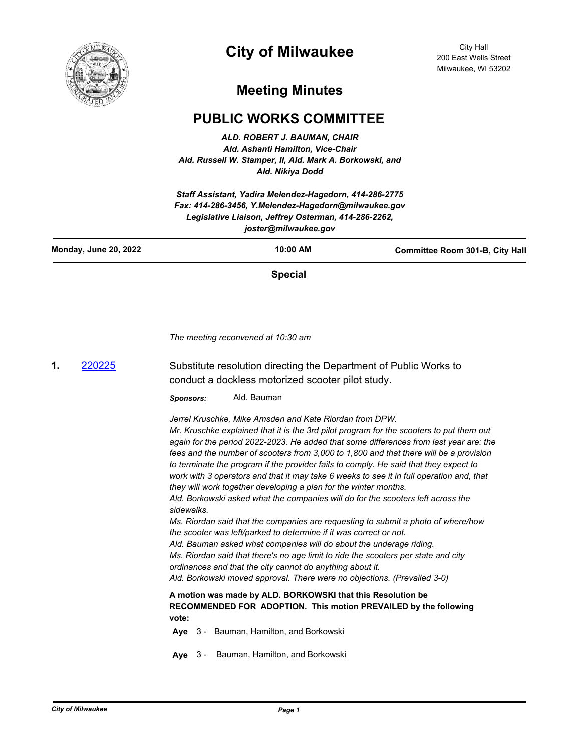# City of Milwaukee

City Hall
200 East Wells Street
Milwaukee, WI 53202

## Meeting Minutes

## PUBLIC WORKS COMMITTEE

*ALD. ROBERT J. BAUMAN, CHAIR*
*Ald. Ashanti Hamilton, Vice-Chair*
*Ald. Russell W. Stamper, II, Ald. Mark A. Borkowski, and*
*Ald. Nikiya Dodd*

*Staff Assistant, Yadira Melendez-Hagedorn, 414-286-2775*
*Fax: 414-286-3456, Y.Melendez-Hagedorn@milwaukee.gov*
*Legislative Liaison, Jeffrey Osterman, 414-286-2262,*
*joster@milwaukee.gov*

**Monday, June 20, 2022** | **10:00 AM** | **Committee Room 301-B, City Hall**

**Special**

*The meeting reconvened at 10:30 am*

**1.** [220225] Substitute resolution directing the Department of Public Works to conduct a dockless motorized scooter pilot study.

***Sponsors:*** Ald. Bauman

*Jerrel Kruschke, Mike Amsden and Kate Riordan from DPW.*
*Mr. Kruschke explained that it is the 3rd pilot program for the scooters to put them out again for the period 2022-2023. He added that some differences from last year are: the fees and the number of scooters from 3,000 to 1,800 and that there will be a provision to terminate the program if the provider fails to comply. He said that they expect to work with 3 operators and that it may take 6 weeks to see it in full operation and, that they will work together developing a plan for the winter months.*
*Ald. Borkowski asked what the companies will do for the scooters left across the sidewalks.*
*Ms. Riordan said that the companies are requesting to submit a photo of where/how the scooter was left/parked to determine if it was correct or not.*
*Ald. Bauman asked what companies will do about the underage riding.*
*Ms. Riordan said that there's no age limit to ride the scooters per state and city ordinances and that the city cannot do anything about it.*
*Ald. Borkowski moved approval. There were no objections. (Prevailed 3-0)*

**A motion was made by ALD. BORKOWSKI that this Resolution be RECOMMENDED FOR ADOPTION. This motion PREVAILED by the following vote:**

**Aye** 3 - Bauman, Hamilton, and Borkowski

**Aye** 3 - Bauman, Hamilton, and Borkowski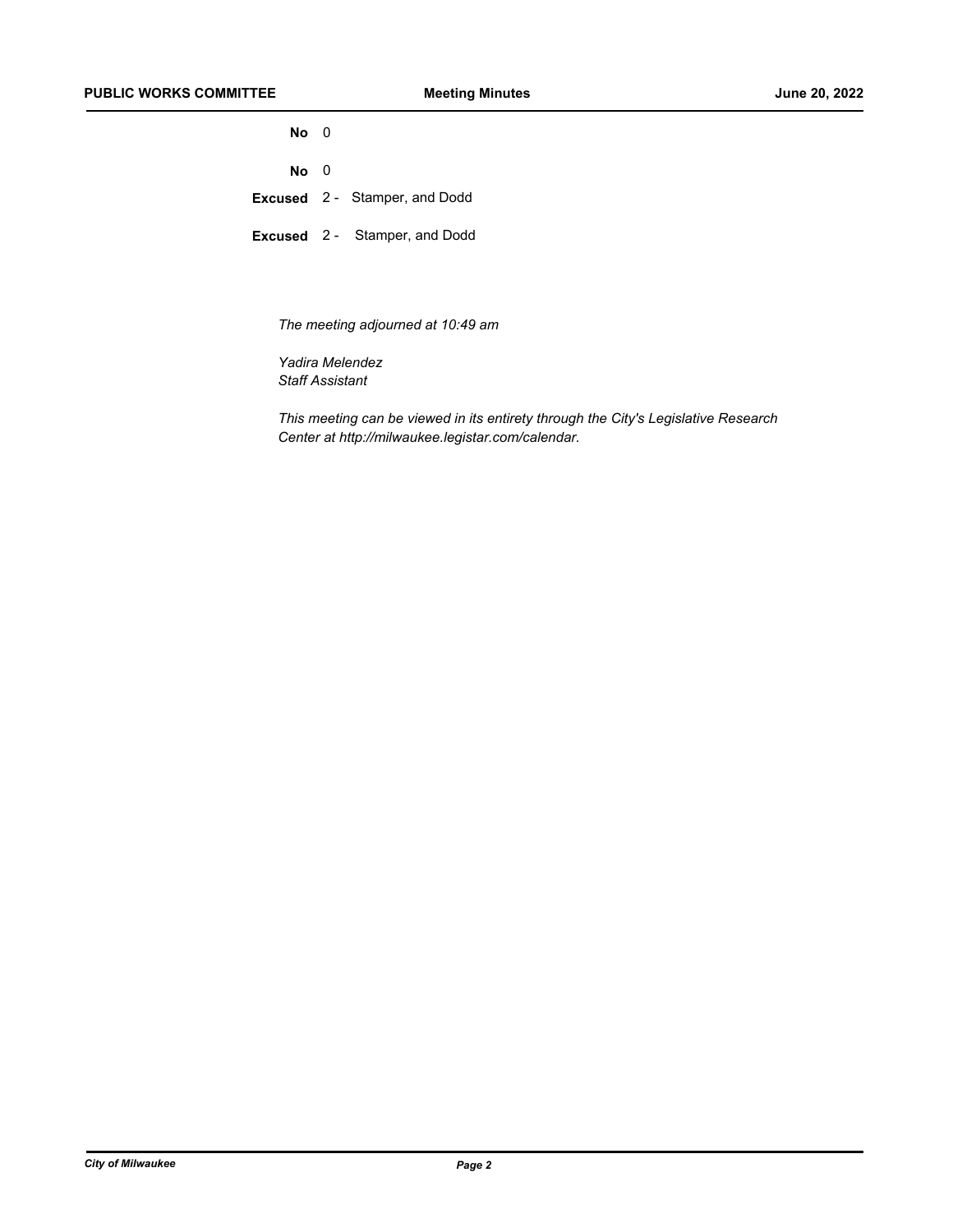**No** 0

**No** 0

**Excused** 2 - Stamper, and Dodd

**Excused** 2 - Stamper, and Dodd

*The meeting adjourned at 10:49 am*

*Yadira Melendez*
*Staff Assistant*

*This meeting can be viewed in its entirety through the City's Legislative Research Center at http://milwaukee.legistar.com/calendar.*